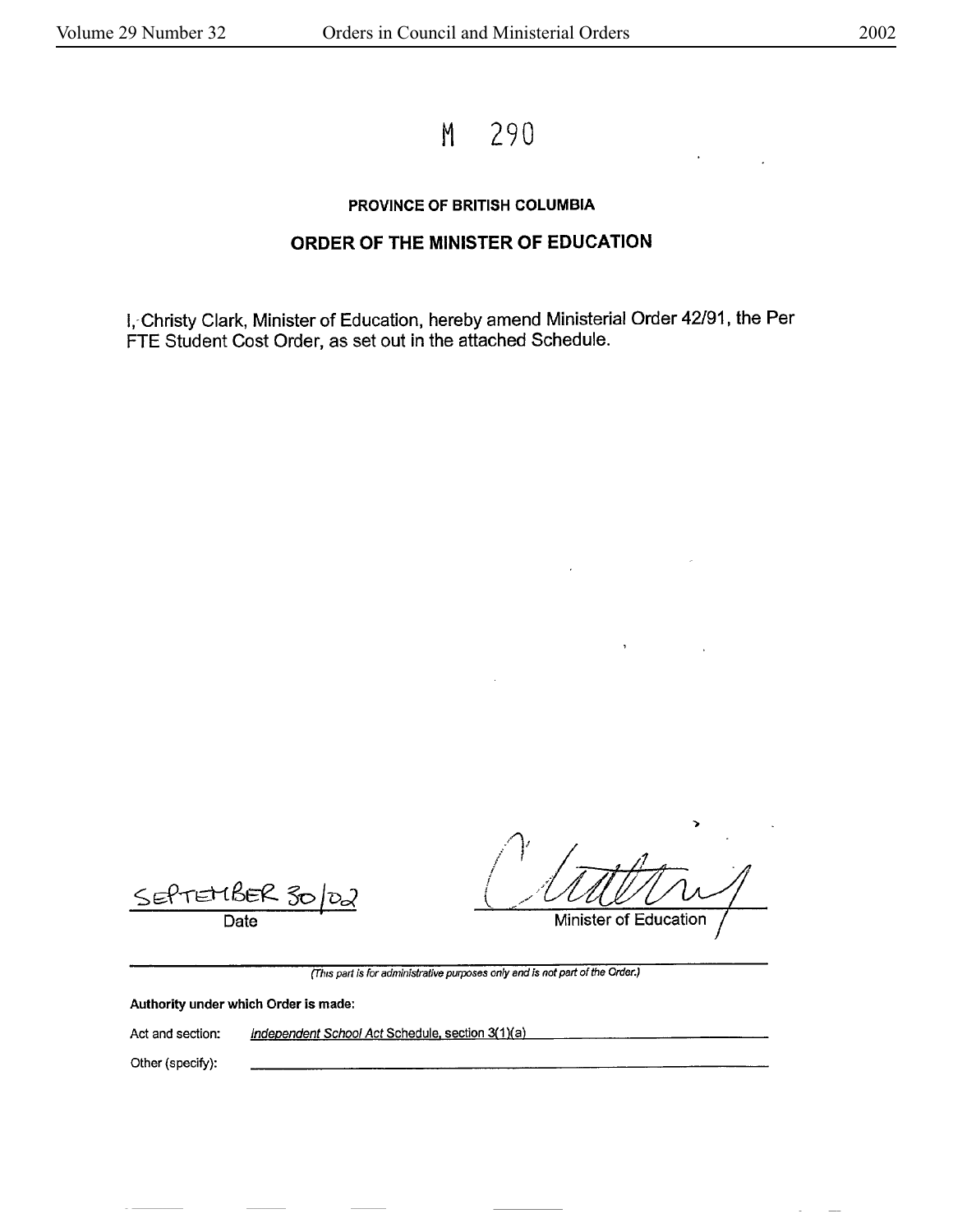M 290

**PROVINCE OF BRITISH COLUMBIA**

## ORDER OF THE MINISTER OF EDUCATION

I, Christy Clark, Minister of Education, hereby amend Ministerial Order 42/91, the Per FTE Student Cost Order, as set out in the attached Schedule.

SEPTEMBER 30/02
Date

Minister of Education

*(This part is for administrative purposes only and is not part of the Order.)*

**Authority under which Order is made:**

Act and section: *Independent School Act* Schedule, section 3(1)(a)

Other (specify):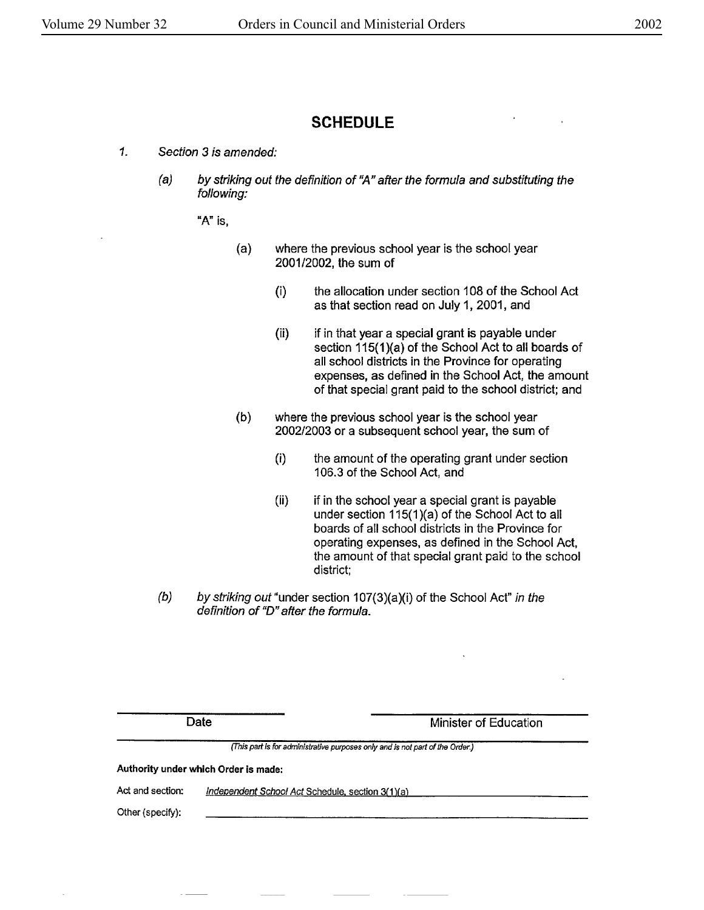## SCHEDULE

1. *Section 3 is amended:*

   (a) *by striking out the definition of "A" after the formula and substituting the following:*

   "A" is,

   > (a) where the previous school year is the school year 2001/2002, the sum of
   >
   > > (i) the allocation under section 108 of the School Act as that section read on July 1, 2001, and
   > >
   > > (ii) if in that year a special grant is payable under section 115(1)(a) of the School Act to all boards of all school districts in the Province for operating expenses, as defined in the School Act, the amount of that special grant paid to the school district; and
   >
   > (b) where the previous school year is the school year 2002/2003 or a subsequent school year, the sum of
   >
   > > (i) the amount of the operating grant under section 106.3 of the School Act, and
   > >
   > > (ii) if in the school year a special grant is payable under section 115(1)(a) of the School Act to all boards of all school districts in the Province for operating expenses, as defined in the School Act, the amount of that special grant paid to the school district;

   (b) *by striking out* "under section 107(3)(a)(i) of the School Act" *in the definition of "D" after the formula.*

| Date | Minister of Education |
|---|---|

*(This part is for administrative purposes only and is not part of the Order.)*

**Authority under which Order is made:**

Act and section: *Independent School Act* Schedule, section 3(1)(a)

Other (specify):